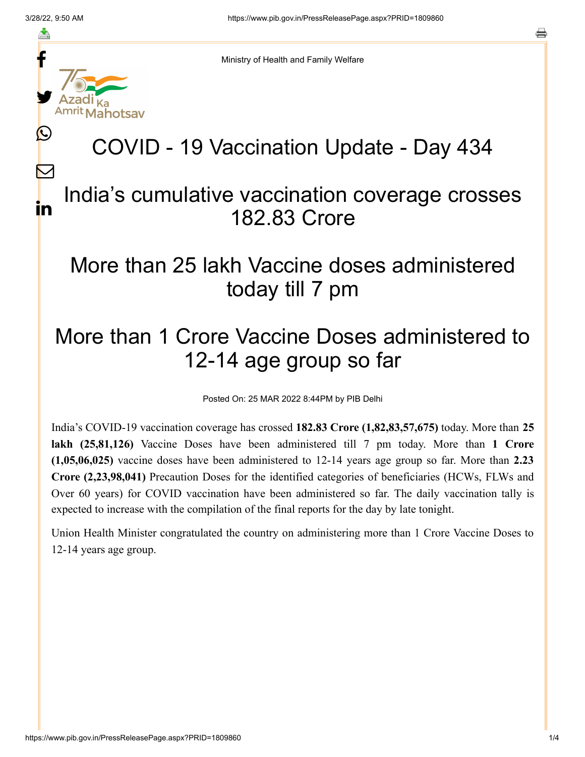Ministry of Health and Family Welfare

# COVID - 19 Vaccination Update - Day 434

## India's cumulative vaccination coverage crosses 182.83 Crore

## More than 25 lakh Vaccine doses administered today till 7 pm

## More than 1 Crore Vaccine Doses administered to 12-14 age group so far

Posted On: 25 MAR 2022 8:44PM by PIB Delhi

India's COVID-19 vaccination coverage has crossed **182.83 Crore (1,82,83,57,675)** today. More than **25 lakh (25,81,126)** Vaccine Doses have been administered till 7 pm today. More than **1 Crore (1,05,06,025)** vaccine doses have been administered to 12-14 years age group so far. More than **2.23 Crore (2,23,98,041)** Precaution Doses for the identified categories of beneficiaries (HCWs, FLWs and Over 60 years) for COVID vaccination have been administered so far. The daily vaccination tally is expected to increase with the compilation of the final reports for the day by late tonight.

Union Health Minister congratulated the country on administering more than 1 Crore Vaccine Doses to 12-14 years age group.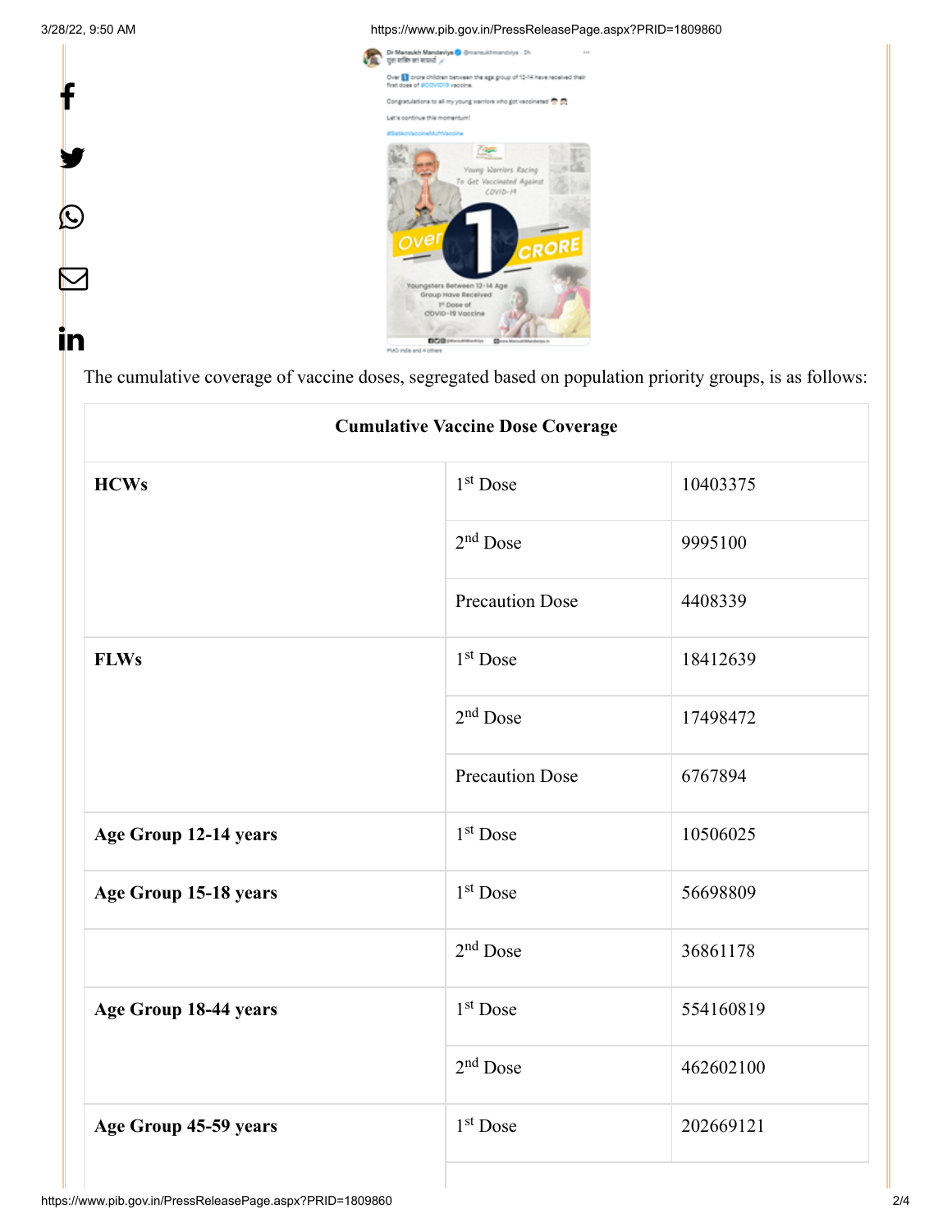The cumulative coverage of vaccine doses, segregated based on population priority groups, is as follows:

| Cumulative Vaccine Dose Coverage | | |
|---|---|---|
| **HCWs** | 1st Dose | 10403375 |
| | 2nd Dose | 9995100 |
| | Precaution Dose | 4408339 |
| **FLWs** | 1st Dose | 18412639 |
| | 2nd Dose | 17498472 |
| | Precaution Dose | 6767894 |
| **Age Group 12-14 years** | 1st Dose | 10506025 |
| **Age Group 15-18 years** | 1st Dose | 56698809 |
| | 2nd Dose | 36861178 |
| **Age Group 18-44 years** | 1st Dose | 554160819 |
| | 2nd Dose | 462602100 |
| **Age Group 45-59 years** | 1st Dose | 202669121 |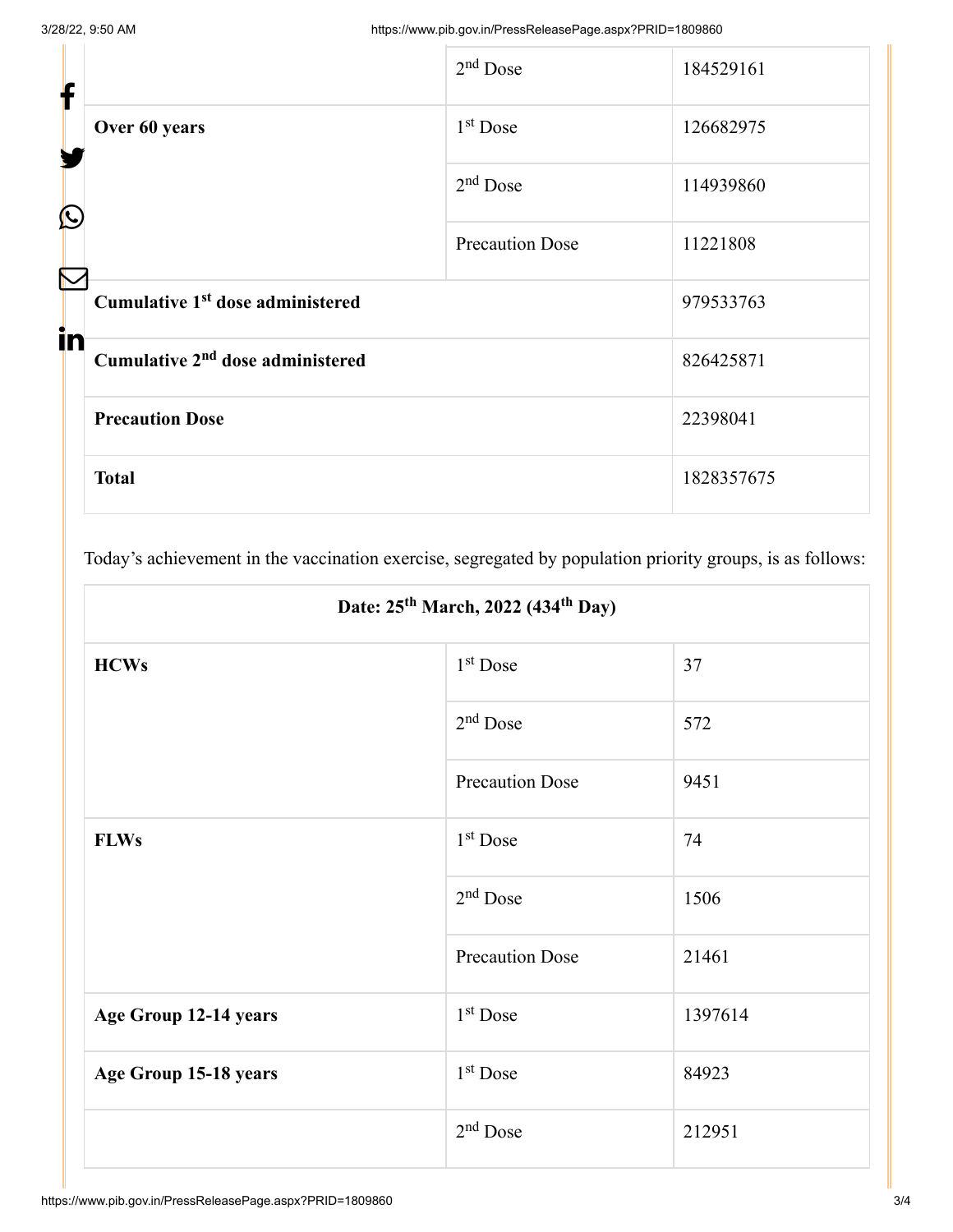| | | |
|---|---|---|
| | 2nd Dose | 184529161 |
| **Over 60 years** | 1st Dose | 126682975 |
| | 2nd Dose | 114939860 |
| | Precaution Dose | 11221808 |
| **Cumulative 1st dose administered** | | 979533763 |
| **Cumulative 2nd dose administered** | | 826425871 |
| **Precaution Dose** | | 22398041 |
| **Total** | | 1828357675 |

Today's achievement in the vaccination exercise, segregated by population priority groups, is as follows:

| **Date: 25th March, 2022 (434th Day)** | | |
|---|---|---|
| **HCWs** | 1st Dose | 37 |
| | 2nd Dose | 572 |
| | Precaution Dose | 9451 |
| **FLWs** | 1st Dose | 74 |
| | 2nd Dose | 1506 |
| | Precaution Dose | 21461 |
| **Age Group 12-14 years** | 1st Dose | 1397614 |
| **Age Group 15-18 years** | 1st Dose | 84923 |
| | 2nd Dose | 212951 |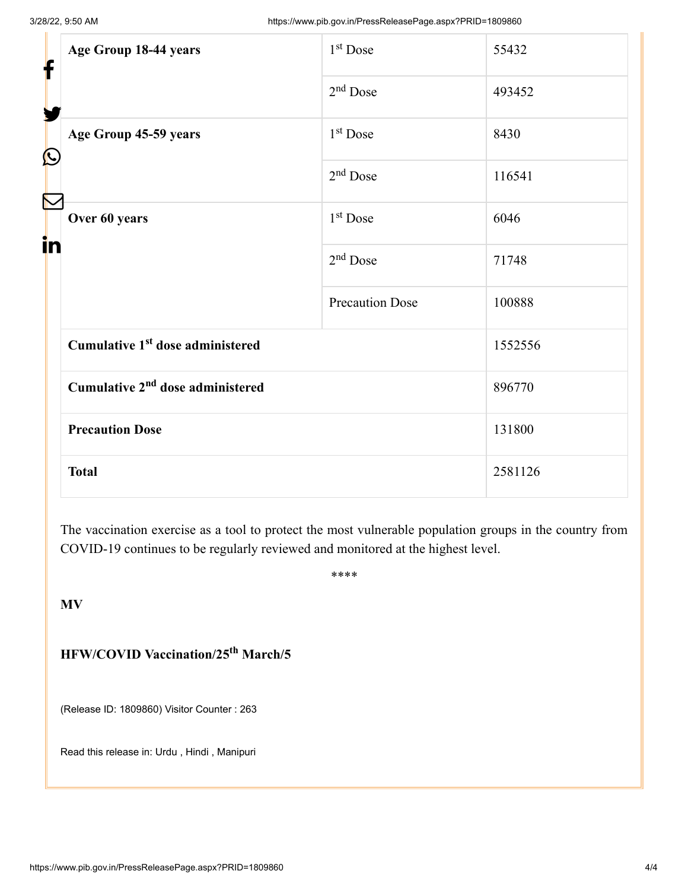| | | |
|---|---|---|
| **Age Group 18-44 years** | 1st Dose | 55432 |
| | 2nd Dose | 493452 |
| **Age Group 45-59 years** | 1st Dose | 8430 |
| | 2nd Dose | 116541 |
| **Over 60 years** | 1st Dose | 6046 |
| | 2nd Dose | 71748 |
| | Precaution Dose | 100888 |
| **Cumulative 1st dose administered** | | 1552556 |
| **Cumulative 2nd dose administered** | | 896770 |
| **Precaution Dose** | | 131800 |
| **Total** | | 2581126 |

The vaccination exercise as a tool to protect the most vulnerable population groups in the country from COVID-19 continues to be regularly reviewed and monitored at the highest level.

****

**MV**

**HFW/COVID Vaccination/25th March/5**

(Release ID: 1809860) Visitor Counter : 263

Read this release in: Urdu , Hindi , Manipuri